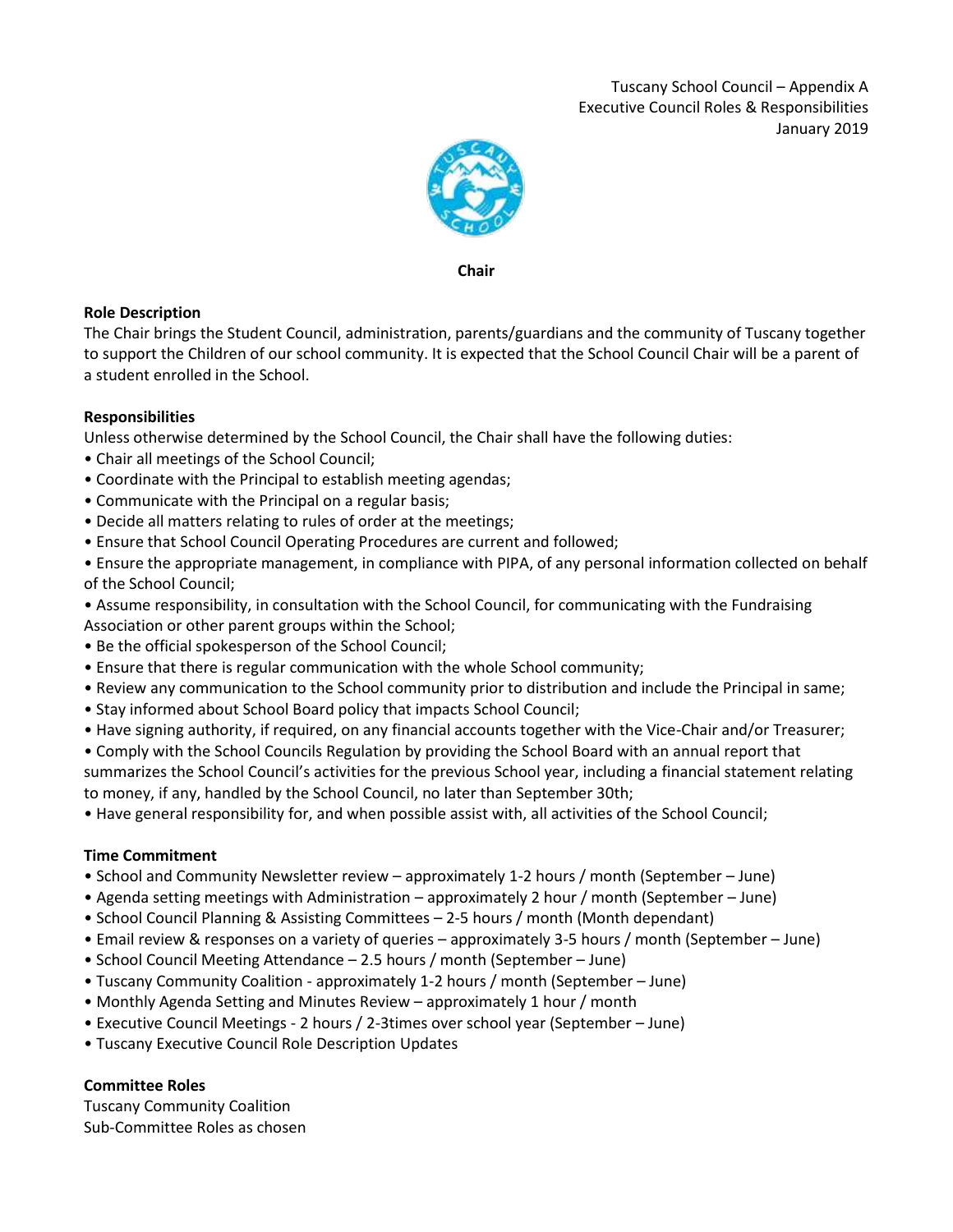Tuscany School Council – Appendix A
Executive Council Roles & Responsibilities
January 2019

## Chair

**Role Description**

The Chair brings the Student Council, administration, parents/guardians and the community of Tuscany together to support the Children of our school community. It is expected that the School Council Chair will be a parent of a student enrolled in the School.

**Responsibilities**

Unless otherwise determined by the School Council, the Chair shall have the following duties:

- Chair all meetings of the School Council;
- Coordinate with the Principal to establish meeting agendas;
- Communicate with the Principal on a regular basis;
- Decide all matters relating to rules of order at the meetings;
- Ensure that School Council Operating Procedures are current and followed;
- Ensure the appropriate management, in compliance with PIPA, of any personal information collected on behalf of the School Council;
- Assume responsibility, in consultation with the School Council, for communicating with the Fundraising Association or other parent groups within the School;
- Be the official spokesperson of the School Council;
- Ensure that there is regular communication with the whole School community;
- Review any communication to the School community prior to distribution and include the Principal in same;
- Stay informed about School Board policy that impacts School Council;
- Have signing authority, if required, on any financial accounts together with the Vice-Chair and/or Treasurer;
- Comply with the School Councils Regulation by providing the School Board with an annual report that summarizes the School Council's activities for the previous School year, including a financial statement relating to money, if any, handled by the School Council, no later than September 30th;
- Have general responsibility for, and when possible assist with, all activities of the School Council;

**Time Commitment**

- School and Community Newsletter review – approximately 1-2 hours / month (September – June)
- Agenda setting meetings with Administration – approximately 2 hour / month (September – June)
- School Council Planning & Assisting Committees – 2-5 hours / month (Month dependant)
- Email review & responses on a variety of queries – approximately 3-5 hours / month (September – June)
- School Council Meeting Attendance – 2.5 hours / month (September – June)
- Tuscany Community Coalition - approximately 1-2 hours / month (September – June)
- Monthly Agenda Setting and Minutes Review – approximately 1 hour / month
- Executive Council Meetings - 2 hours / 2-3times over school year (September – June)
- Tuscany Executive Council Role Description Updates

**Committee Roles**

Tuscany Community Coalition
Sub-Committee Roles as chosen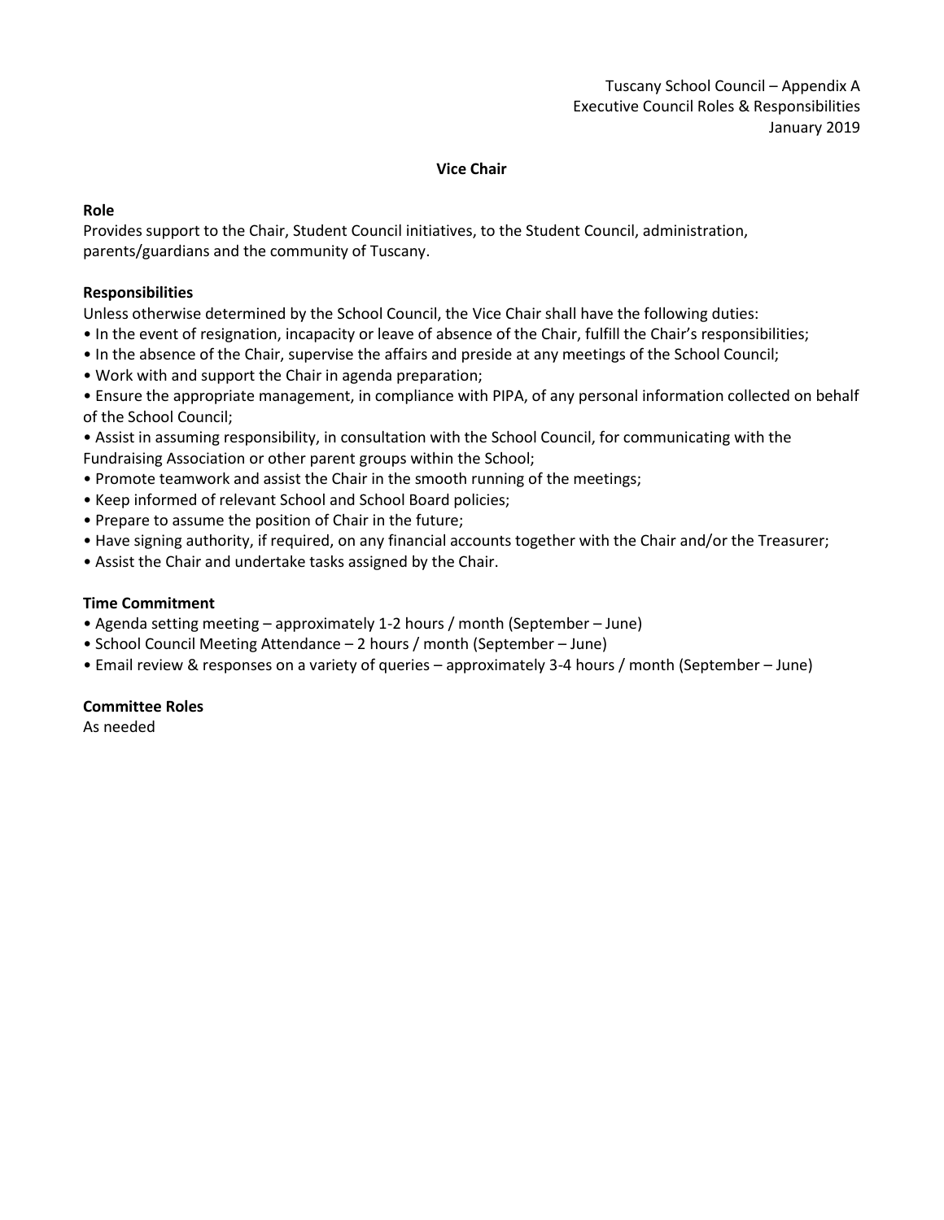Tuscany School Council – Appendix A
Executive Council Roles & Responsibilities
January 2019

## Vice Chair

### Role

Provides support to the Chair, Student Council initiatives, to the Student Council, administration, parents/guardians and the community of Tuscany.

### Responsibilities

Unless otherwise determined by the School Council, the Vice Chair shall have the following duties:

- In the event of resignation, incapacity or leave of absence of the Chair, fulfill the Chair's responsibilities;
- In the absence of the Chair, supervise the affairs and preside at any meetings of the School Council;
- Work with and support the Chair in agenda preparation;
- Ensure the appropriate management, in compliance with PIPA, of any personal information collected on behalf of the School Council;
- Assist in assuming responsibility, in consultation with the School Council, for communicating with the Fundraising Association or other parent groups within the School;
- Promote teamwork and assist the Chair in the smooth running of the meetings;
- Keep informed of relevant School and School Board policies;
- Prepare to assume the position of Chair in the future;
- Have signing authority, if required, on any financial accounts together with the Chair and/or the Treasurer;
- Assist the Chair and undertake tasks assigned by the Chair.

### Time Commitment

- Agenda setting meeting – approximately 1-2 hours / month (September – June)
- School Council Meeting Attendance – 2 hours / month (September – June)
- Email review & responses on a variety of queries – approximately 3-4 hours / month (September – June)

### Committee Roles

As needed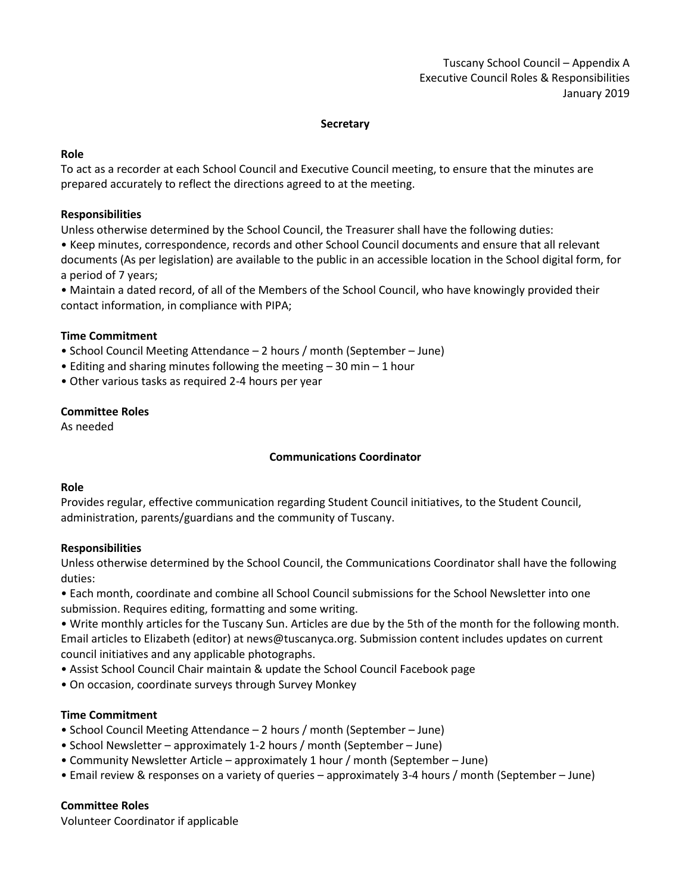Tuscany School Council – Appendix A
Executive Council Roles & Responsibilities
January 2019

## Secretary

**Role**

To act as a recorder at each School Council and Executive Council meeting, to ensure that the minutes are prepared accurately to reflect the directions agreed to at the meeting.

**Responsibilities**

Unless otherwise determined by the School Council, the Treasurer shall have the following duties:

- Keep minutes, correspondence, records and other School Council documents and ensure that all relevant documents (As per legislation) are available to the public in an accessible location in the School digital form, for a period of 7 years;
- Maintain a dated record, of all of the Members of the School Council, who have knowingly provided their contact information, in compliance with PIPA;

**Time Commitment**

- School Council Meeting Attendance – 2 hours / month (September – June)
- Editing and sharing minutes following the meeting – 30 min – 1 hour
- Other various tasks as required 2-4 hours per year

**Committee Roles**

As needed

## Communications Coordinator

**Role**

Provides regular, effective communication regarding Student Council initiatives, to the Student Council, administration, parents/guardians and the community of Tuscany.

**Responsibilities**

Unless otherwise determined by the School Council, the Communications Coordinator shall have the following duties:

- Each month, coordinate and combine all School Council submissions for the School Newsletter into one submission. Requires editing, formatting and some writing.
- Write monthly articles for the Tuscany Sun. Articles are due by the 5th of the month for the following month. Email articles to Elizabeth (editor) at news@tuscanyca.org. Submission content includes updates on current council initiatives and any applicable photographs.
- Assist School Council Chair maintain & update the School Council Facebook page
- On occasion, coordinate surveys through Survey Monkey

**Time Commitment**

- School Council Meeting Attendance – 2 hours / month (September – June)
- School Newsletter – approximately 1-2 hours / month (September – June)
- Community Newsletter Article – approximately 1 hour / month (September – June)
- Email review & responses on a variety of queries – approximately 3-4 hours / month (September – June)

**Committee Roles**

Volunteer Coordinator if applicable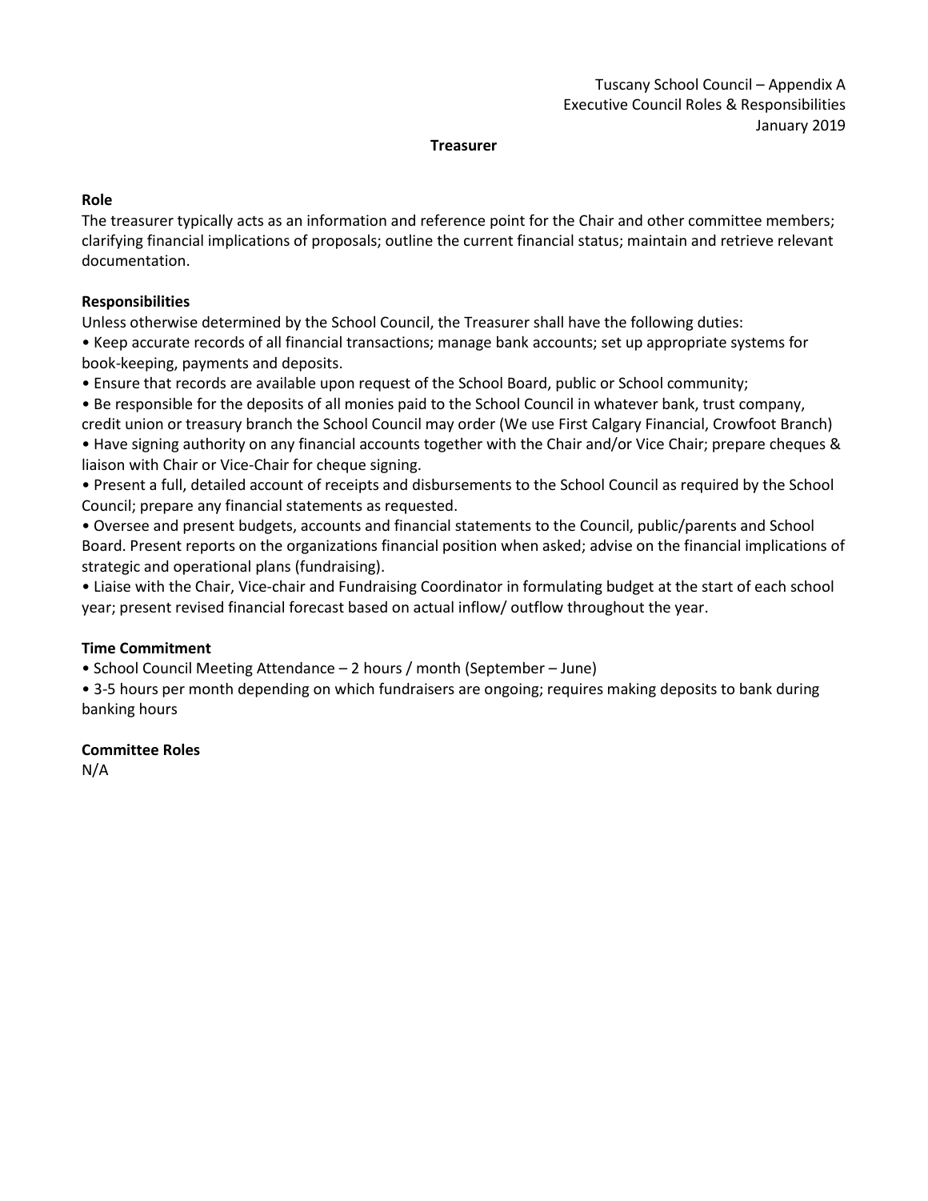## Treasurer

### Role

The treasurer typically acts as an information and reference point for the Chair and other committee members; clarifying financial implications of proposals; outline the current financial status; maintain and retrieve relevant documentation.

### Responsibilities

Unless otherwise determined by the School Council, the Treasurer shall have the following duties:

- Keep accurate records of all financial transactions; manage bank accounts; set up appropriate systems for book-keeping, payments and deposits.
- Ensure that records are available upon request of the School Board, public or School community;
- Be responsible for the deposits of all monies paid to the School Council in whatever bank, trust company, credit union or treasury branch the School Council may order (We use First Calgary Financial, Crowfoot Branch)
- Have signing authority on any financial accounts together with the Chair and/or Vice Chair; prepare cheques & liaison with Chair or Vice-Chair for cheque signing.
- Present a full, detailed account of receipts and disbursements to the School Council as required by the School Council; prepare any financial statements as requested.
- Oversee and present budgets, accounts and financial statements to the Council, public/parents and School Board. Present reports on the organizations financial position when asked; advise on the financial implications of strategic and operational plans (fundraising).
- Liaise with the Chair, Vice-chair and Fundraising Coordinator in formulating budget at the start of each school year; present revised financial forecast based on actual inflow/ outflow throughout the year.

### Time Commitment

- School Council Meeting Attendance – 2 hours / month (September – June)
- 3-5 hours per month depending on which fundraisers are ongoing; requires making deposits to bank during banking hours

### Committee Roles

N/A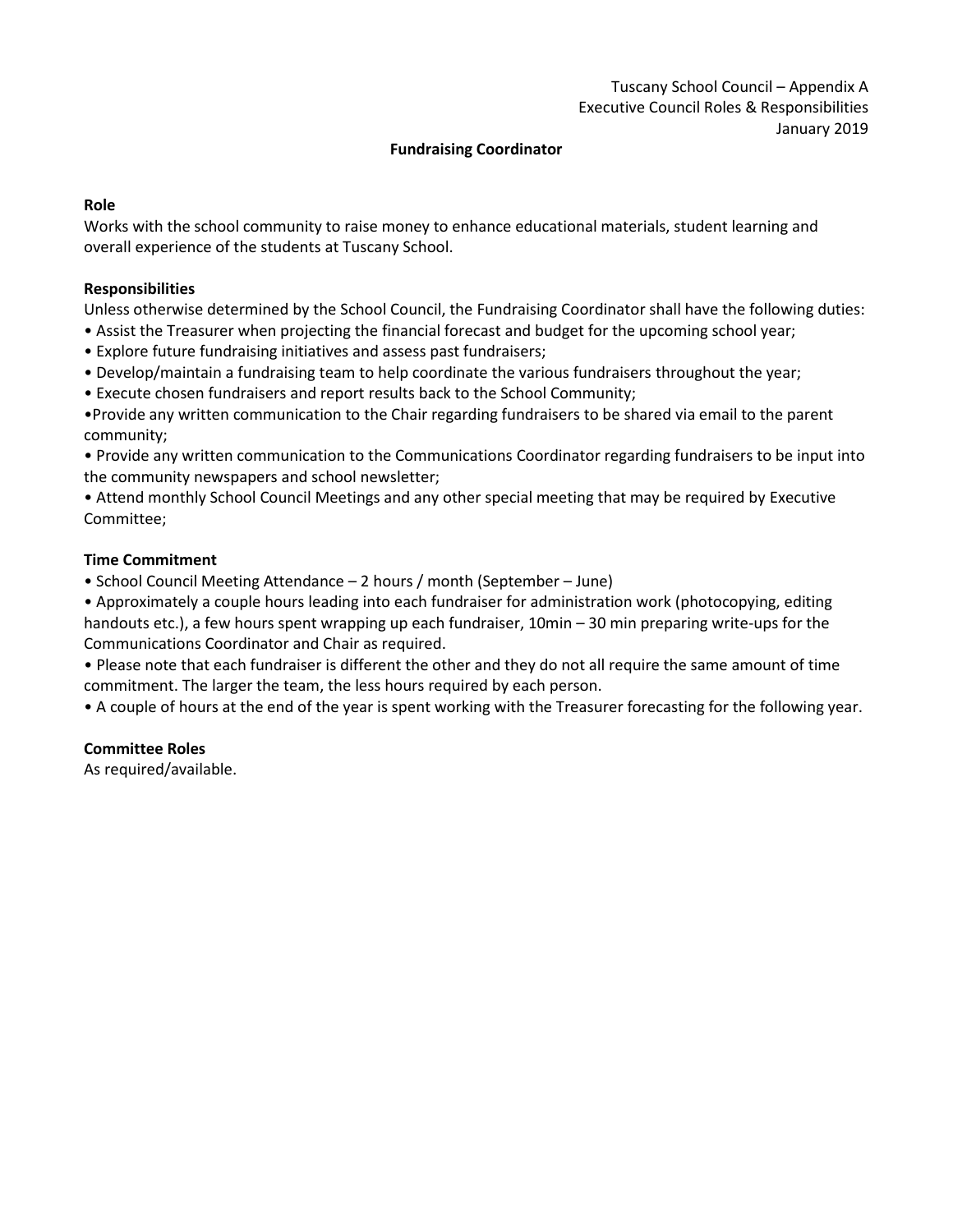Tuscany School Council – Appendix A
Executive Council Roles & Responsibilities
January 2019

## Fundraising Coordinator

**Role**

Works with the school community to raise money to enhance educational materials, student learning and overall experience of the students at Tuscany School.

**Responsibilities**

Unless otherwise determined by the School Council, the Fundraising Coordinator shall have the following duties:

- Assist the Treasurer when projecting the financial forecast and budget for the upcoming school year;
- Explore future fundraising initiatives and assess past fundraisers;
- Develop/maintain a fundraising team to help coordinate the various fundraisers throughout the year;
- Execute chosen fundraisers and report results back to the School Community;
- Provide any written communication to the Chair regarding fundraisers to be shared via email to the parent community;
- Provide any written communication to the Communications Coordinator regarding fundraisers to be input into the community newspapers and school newsletter;
- Attend monthly School Council Meetings and any other special meeting that may be required by Executive Committee;

**Time Commitment**

- School Council Meeting Attendance – 2 hours / month (September – June)
- Approximately a couple hours leading into each fundraiser for administration work (photocopying, editing handouts etc.), a few hours spent wrapping up each fundraiser, 10min – 30 min preparing write-ups for the Communications Coordinator and Chair as required.
- Please note that each fundraiser is different the other and they do not all require the same amount of time commitment. The larger the team, the less hours required by each person.
- A couple of hours at the end of the year is spent working with the Treasurer forecasting for the following year.

**Committee Roles**

As required/available.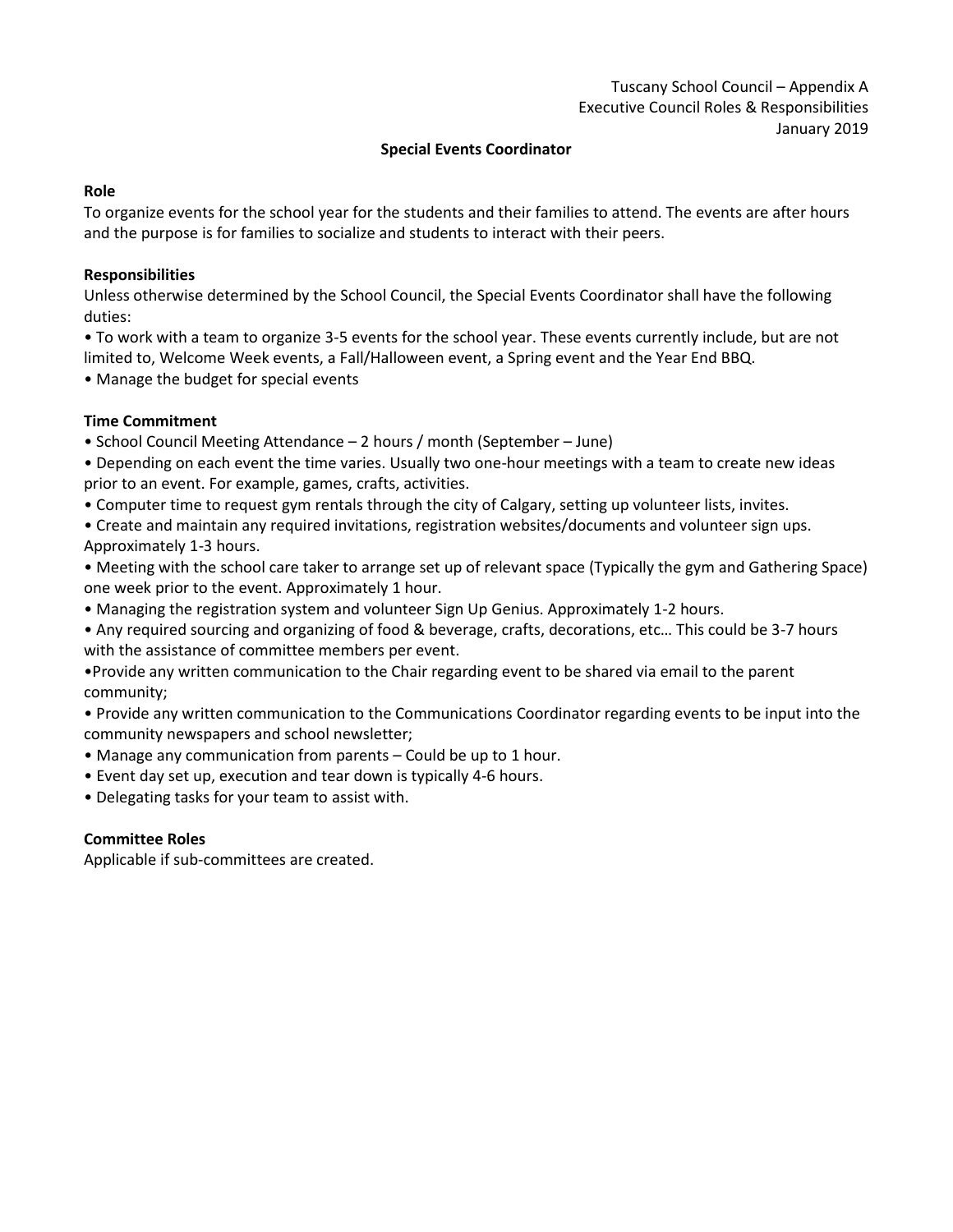Tuscany School Council – Appendix A
Executive Council Roles & Responsibilities
January 2019

## Special Events Coordinator

### Role

To organize events for the school year for the students and their families to attend. The events are after hours and the purpose is for families to socialize and students to interact with their peers.

### Responsibilities

Unless otherwise determined by the School Council, the Special Events Coordinator shall have the following duties:

- To work with a team to organize 3-5 events for the school year. These events currently include, but are not limited to, Welcome Week events, a Fall/Halloween event, a Spring event and the Year End BBQ.
- Manage the budget for special events

### Time Commitment

- School Council Meeting Attendance – 2 hours / month (September – June)
- Depending on each event the time varies. Usually two one-hour meetings with a team to create new ideas prior to an event. For example, games, crafts, activities.
- Computer time to request gym rentals through the city of Calgary, setting up volunteer lists, invites.
- Create and maintain any required invitations, registration websites/documents and volunteer sign ups. Approximately 1-3 hours.
- Meeting with the school care taker to arrange set up of relevant space (Typically the gym and Gathering Space) one week prior to the event. Approximately 1 hour.
- Managing the registration system and volunteer Sign Up Genius. Approximately 1-2 hours.
- Any required sourcing and organizing of food & beverage, crafts, decorations, etc… This could be 3-7 hours with the assistance of committee members per event.
- Provide any written communication to the Chair regarding event to be shared via email to the parent community;
- Provide any written communication to the Communications Coordinator regarding events to be input into the community newspapers and school newsletter;
- Manage any communication from parents – Could be up to 1 hour.
- Event day set up, execution and tear down is typically 4-6 hours.
- Delegating tasks for your team to assist with.

### Committee Roles

Applicable if sub-committees are created.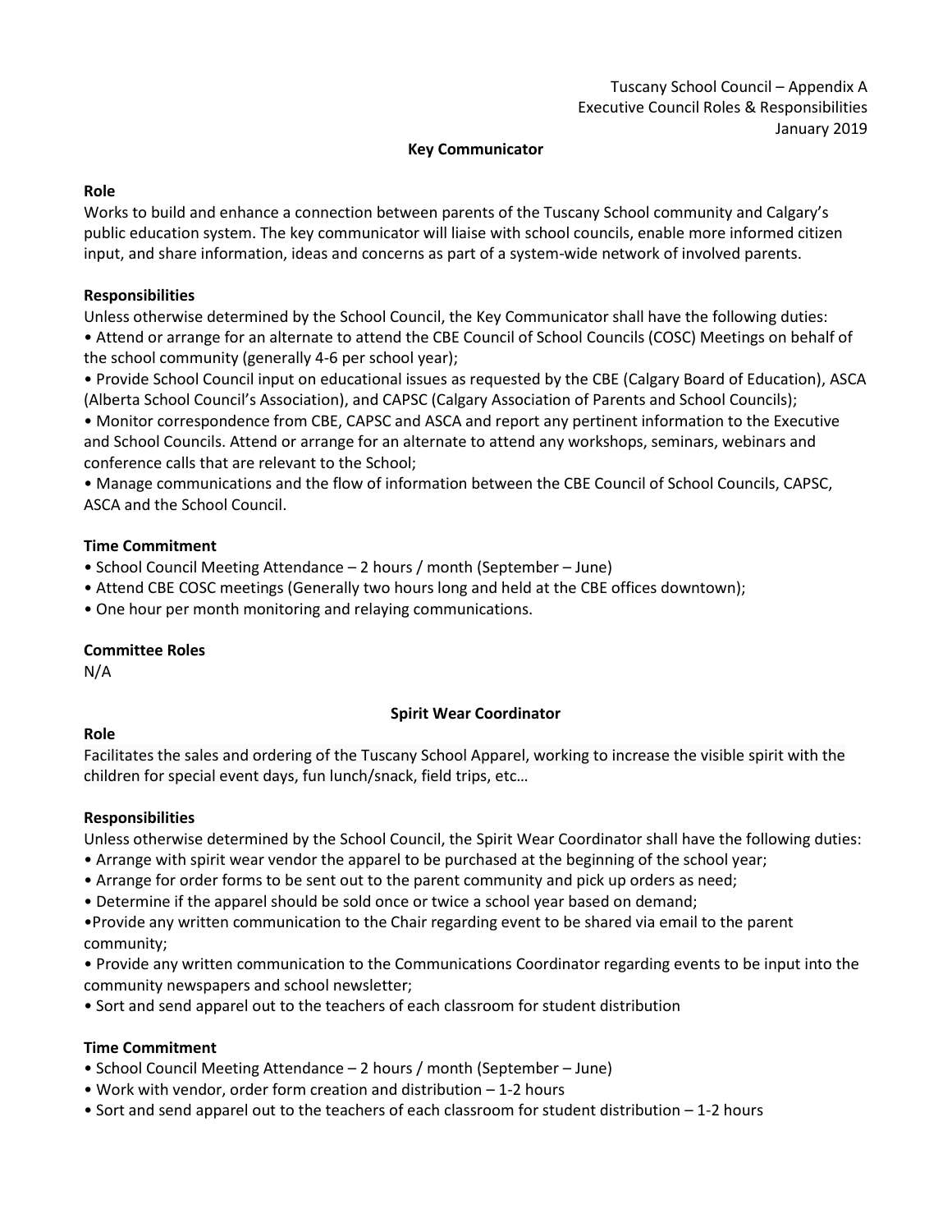Tuscany School Council – Appendix A
Executive Council Roles & Responsibilities
January 2019

## Key Communicator

**Role**

Works to build and enhance a connection between parents of the Tuscany School community and Calgary's public education system. The key communicator will liaise with school councils, enable more informed citizen input, and share information, ideas and concerns as part of a system-wide network of involved parents.

**Responsibilities**

Unless otherwise determined by the School Council, the Key Communicator shall have the following duties:

- Attend or arrange for an alternate to attend the CBE Council of School Councils (COSC) Meetings on behalf of the school community (generally 4-6 per school year);
- Provide School Council input on educational issues as requested by the CBE (Calgary Board of Education), ASCA (Alberta School Council's Association), and CAPSC (Calgary Association of Parents and School Councils);
- Monitor correspondence from CBE, CAPSC and ASCA and report any pertinent information to the Executive and School Councils. Attend or arrange for an alternate to attend any workshops, seminars, webinars and conference calls that are relevant to the School;
- Manage communications and the flow of information between the CBE Council of School Councils, CAPSC, ASCA and the School Council.

**Time Commitment**

- School Council Meeting Attendance – 2 hours / month (September – June)
- Attend CBE COSC meetings (Generally two hours long and held at the CBE offices downtown);
- One hour per month monitoring and relaying communications.

**Committee Roles**

N/A

## Spirit Wear Coordinator

**Role**

Facilitates the sales and ordering of the Tuscany School Apparel, working to increase the visible spirit with the children for special event days, fun lunch/snack, field trips, etc…

**Responsibilities**

Unless otherwise determined by the School Council, the Spirit Wear Coordinator shall have the following duties:

- Arrange with spirit wear vendor the apparel to be purchased at the beginning of the school year;
- Arrange for order forms to be sent out to the parent community and pick up orders as need;
- Determine if the apparel should be sold once or twice a school year based on demand;
- Provide any written communication to the Chair regarding event to be shared via email to the parent community;
- Provide any written communication to the Communications Coordinator regarding events to be input into the community newspapers and school newsletter;
- Sort and send apparel out to the teachers of each classroom for student distribution

**Time Commitment**

- School Council Meeting Attendance – 2 hours / month (September – June)
- Work with vendor, order form creation and distribution – 1-2 hours
- Sort and send apparel out to the teachers of each classroom for student distribution – 1-2 hours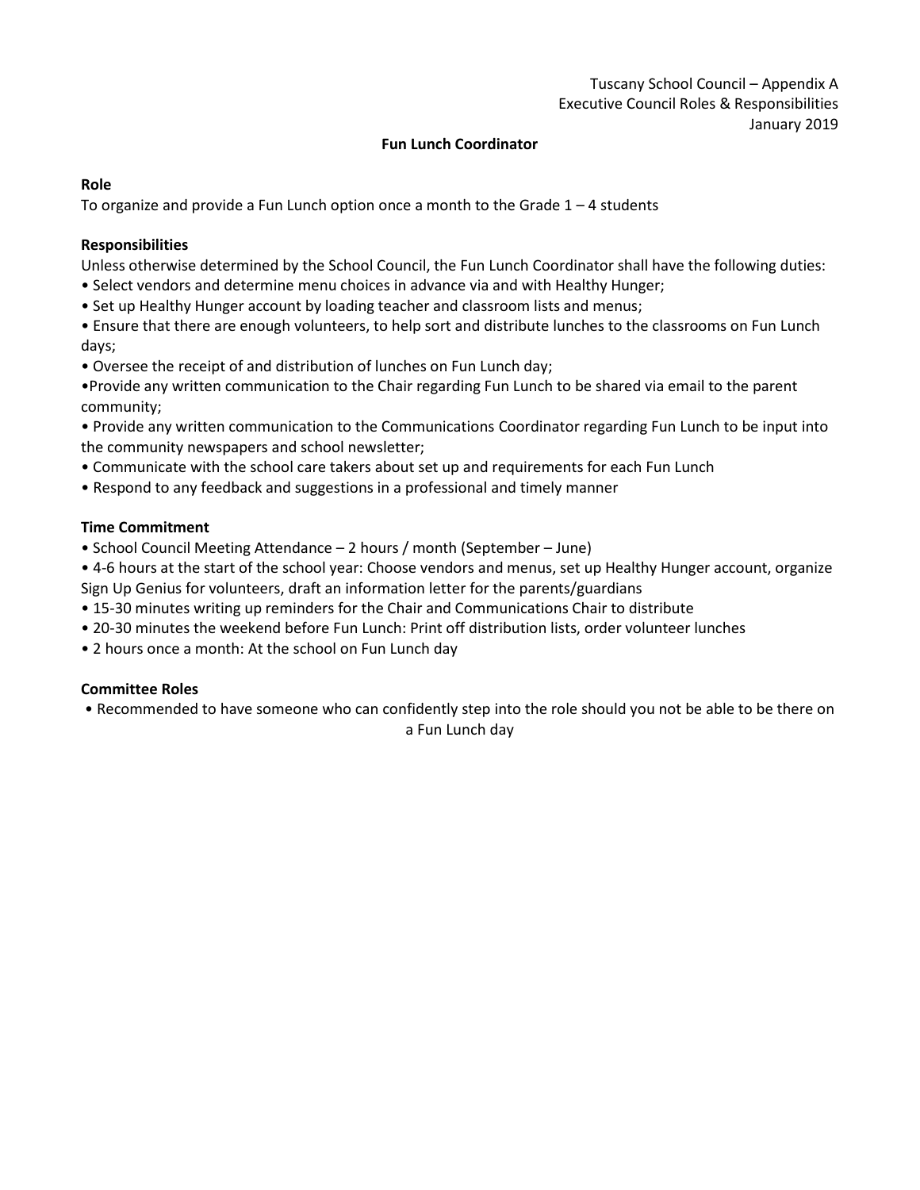Tuscany School Council – Appendix A
Executive Council Roles & Responsibilities
January 2019

## Fun Lunch Coordinator

**Role**

To organize and provide a Fun Lunch option once a month to the Grade 1 – 4 students

**Responsibilities**

Unless otherwise determined by the School Council, the Fun Lunch Coordinator shall have the following duties:

- Select vendors and determine menu choices in advance via and with Healthy Hunger;
- Set up Healthy Hunger account by loading teacher and classroom lists and menus;
- Ensure that there are enough volunteers, to help sort and distribute lunches to the classrooms on Fun Lunch days;
- Oversee the receipt of and distribution of lunches on Fun Lunch day;
- Provide any written communication to the Chair regarding Fun Lunch to be shared via email to the parent community;
- Provide any written communication to the Communications Coordinator regarding Fun Lunch to be input into the community newspapers and school newsletter;
- Communicate with the school care takers about set up and requirements for each Fun Lunch
- Respond to any feedback and suggestions in a professional and timely manner

**Time Commitment**

- School Council Meeting Attendance – 2 hours / month (September – June)
- 4-6 hours at the start of the school year: Choose vendors and menus, set up Healthy Hunger account, organize Sign Up Genius for volunteers, draft an information letter for the parents/guardians
- 15-30 minutes writing up reminders for the Chair and Communications Chair to distribute
- 20-30 minutes the weekend before Fun Lunch: Print off distribution lists, order volunteer lunches
- 2 hours once a month: At the school on Fun Lunch day

**Committee Roles**

- Recommended to have someone who can confidently step into the role should you not be able to be there on a Fun Lunch day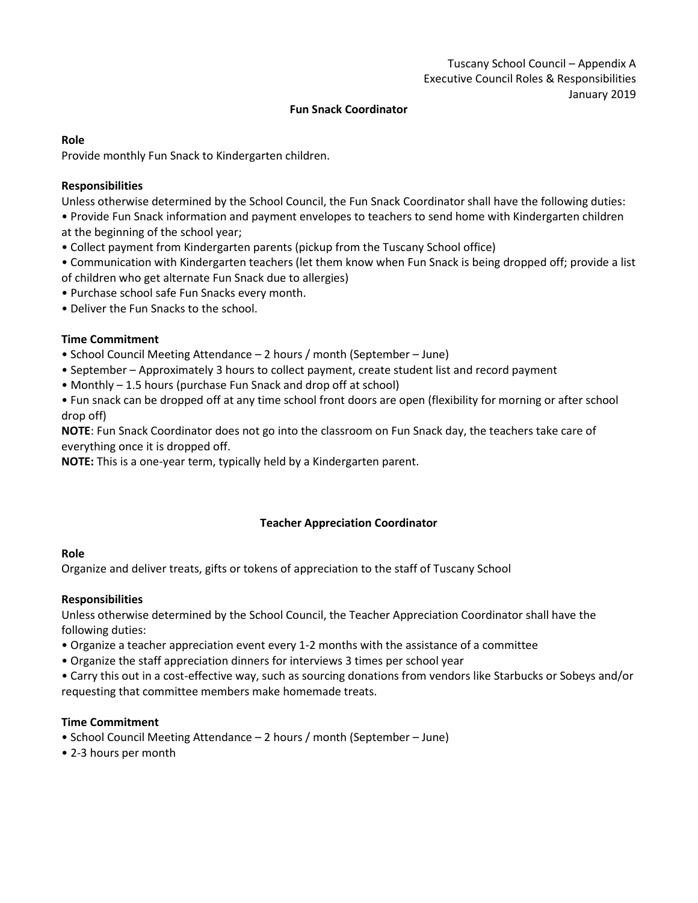Tuscany School Council – Appendix A
Executive Council Roles & Responsibilities
January 2019

## Fun Snack Coordinator

**Role**

Provide monthly Fun Snack to Kindergarten children.

**Responsibilities**

Unless otherwise determined by the School Council, the Fun Snack Coordinator shall have the following duties:

- Provide Fun Snack information and payment envelopes to teachers to send home with Kindergarten children at the beginning of the school year;
- Collect payment from Kindergarten parents (pickup from the Tuscany School office)
- Communication with Kindergarten teachers (let them know when Fun Snack is being dropped off; provide a list of children who get alternate Fun Snack due to allergies)
- Purchase school safe Fun Snacks every month.
- Deliver the Fun Snacks to the school.

**Time Commitment**

- School Council Meeting Attendance – 2 hours / month (September – June)
- September – Approximately 3 hours to collect payment, create student list and record payment
- Monthly – 1.5 hours (purchase Fun Snack and drop off at school)
- Fun snack can be dropped off at any time school front doors are open (flexibility for morning or after school drop off)

**NOTE**: Fun Snack Coordinator does not go into the classroom on Fun Snack day, the teachers take care of everything once it is dropped off.

**NOTE:** This is a one-year term, typically held by a Kindergarten parent.

## Teacher Appreciation Coordinator

**Role**

Organize and deliver treats, gifts or tokens of appreciation to the staff of Tuscany School

**Responsibilities**

Unless otherwise determined by the School Council, the Teacher Appreciation Coordinator shall have the following duties:

- Organize a teacher appreciation event every 1-2 months with the assistance of a committee
- Organize the staff appreciation dinners for interviews 3 times per school year
- Carry this out in a cost-effective way, such as sourcing donations from vendors like Starbucks or Sobeys and/or requesting that committee members make homemade treats.

**Time Commitment**

- School Council Meeting Attendance – 2 hours / month (September – June)
- 2-3 hours per month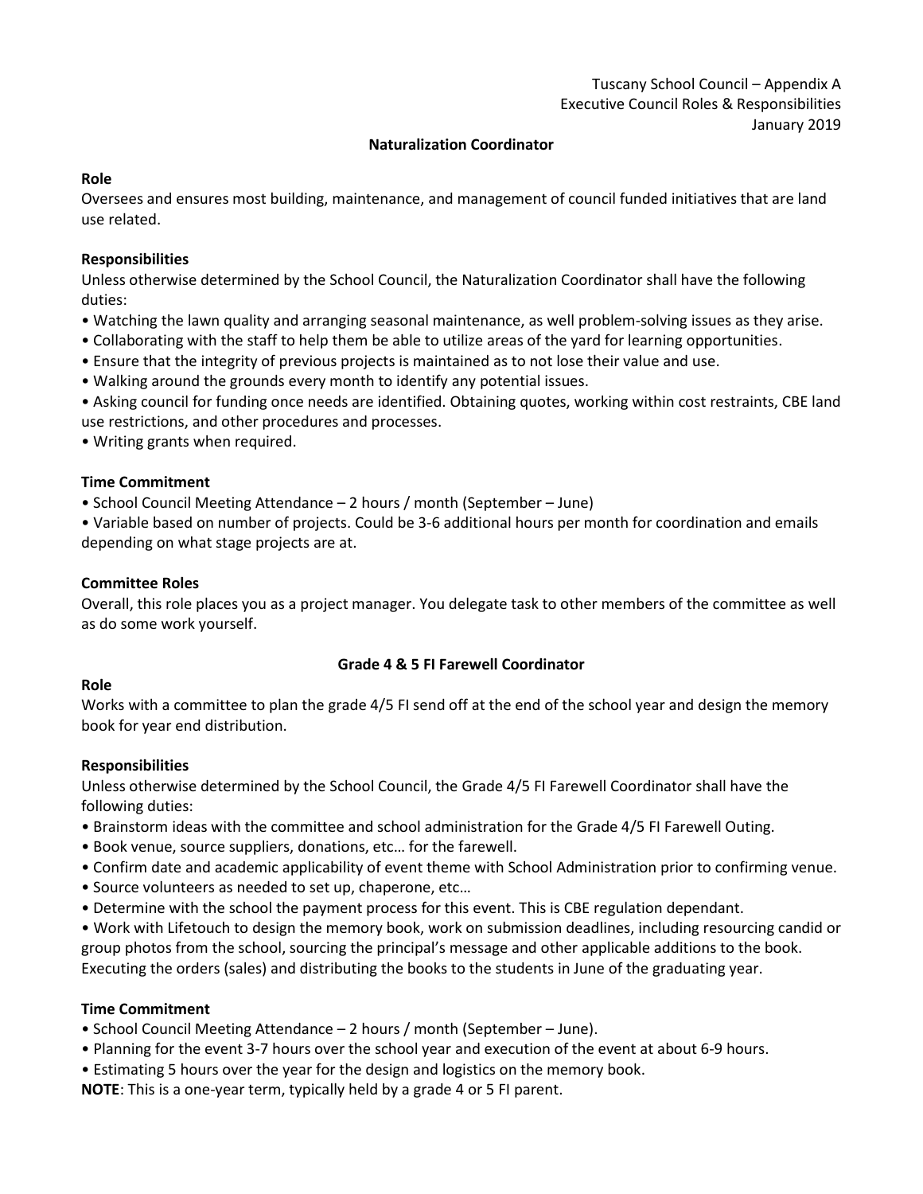Tuscany School Council – Appendix A
Executive Council Roles & Responsibilities
January 2019

## Naturalization Coordinator

**Role**

Oversees and ensures most building, maintenance, and management of council funded initiatives that are land use related.

**Responsibilities**

Unless otherwise determined by the School Council, the Naturalization Coordinator shall have the following duties:

- Watching the lawn quality and arranging seasonal maintenance, as well problem-solving issues as they arise.
- Collaborating with the staff to help them be able to utilize areas of the yard for learning opportunities.
- Ensure that the integrity of previous projects is maintained as to not lose their value and use.
- Walking around the grounds every month to identify any potential issues.
- Asking council for funding once needs are identified. Obtaining quotes, working within cost restraints, CBE land use restrictions, and other procedures and processes.
- Writing grants when required.

**Time Commitment**

- School Council Meeting Attendance – 2 hours / month (September – June)
- Variable based on number of projects. Could be 3-6 additional hours per month for coordination and emails depending on what stage projects are at.

**Committee Roles**

Overall, this role places you as a project manager. You delegate task to other members of the committee as well as do some work yourself.

## Grade 4 & 5 FI Farewell Coordinator

**Role**

Works with a committee to plan the grade 4/5 FI send off at the end of the school year and design the memory book for year end distribution.

**Responsibilities**

Unless otherwise determined by the School Council, the Grade 4/5 FI Farewell Coordinator shall have the following duties:

- Brainstorm ideas with the committee and school administration for the Grade 4/5 FI Farewell Outing.
- Book venue, source suppliers, donations, etc… for the farewell.
- Confirm date and academic applicability of event theme with School Administration prior to confirming venue.
- Source volunteers as needed to set up, chaperone, etc…
- Determine with the school the payment process for this event. This is CBE regulation dependant.
- Work with Lifetouch to design the memory book, work on submission deadlines, including resourcing candid or group photos from the school, sourcing the principal's message and other applicable additions to the book. Executing the orders (sales) and distributing the books to the students in June of the graduating year.

**Time Commitment**

- School Council Meeting Attendance – 2 hours / month (September – June).
- Planning for the event 3-7 hours over the school year and execution of the event at about 6-9 hours.
- Estimating 5 hours over the year for the design and logistics on the memory book.

**NOTE**: This is a one-year term, typically held by a grade 4 or 5 FI parent.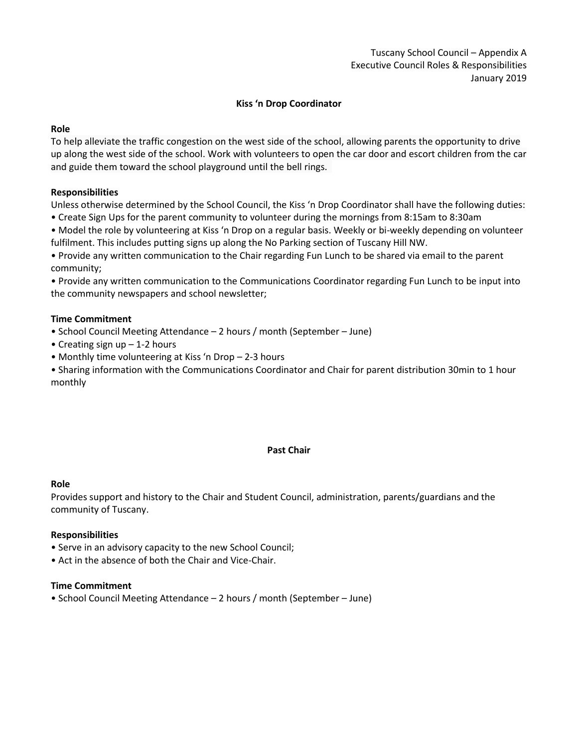Tuscany School Council – Appendix A
Executive Council Roles & Responsibilities
January 2019

## Kiss 'n Drop Coordinator

**Role**

To help alleviate the traffic congestion on the west side of the school, allowing parents the opportunity to drive up along the west side of the school. Work with volunteers to open the car door and escort children from the car and guide them toward the school playground until the bell rings.

**Responsibilities**

Unless otherwise determined by the School Council, the Kiss 'n Drop Coordinator shall have the following duties:

- Create Sign Ups for the parent community to volunteer during the mornings from 8:15am to 8:30am
- Model the role by volunteering at Kiss 'n Drop on a regular basis. Weekly or bi-weekly depending on volunteer fulfilment. This includes putting signs up along the No Parking section of Tuscany Hill NW.
- Provide any written communication to the Chair regarding Fun Lunch to be shared via email to the parent community;
- Provide any written communication to the Communications Coordinator regarding Fun Lunch to be input into the community newspapers and school newsletter;

**Time Commitment**

- School Council Meeting Attendance – 2 hours / month (September – June)
- Creating sign up – 1-2 hours
- Monthly time volunteering at Kiss 'n Drop – 2-3 hours
- Sharing information with the Communications Coordinator and Chair for parent distribution 30min to 1 hour monthly

## Past Chair

**Role**

Provides support and history to the Chair and Student Council, administration, parents/guardians and the community of Tuscany.

**Responsibilities**

- Serve in an advisory capacity to the new School Council;
- Act in the absence of both the Chair and Vice-Chair.

**Time Commitment**

- School Council Meeting Attendance – 2 hours / month (September – June)